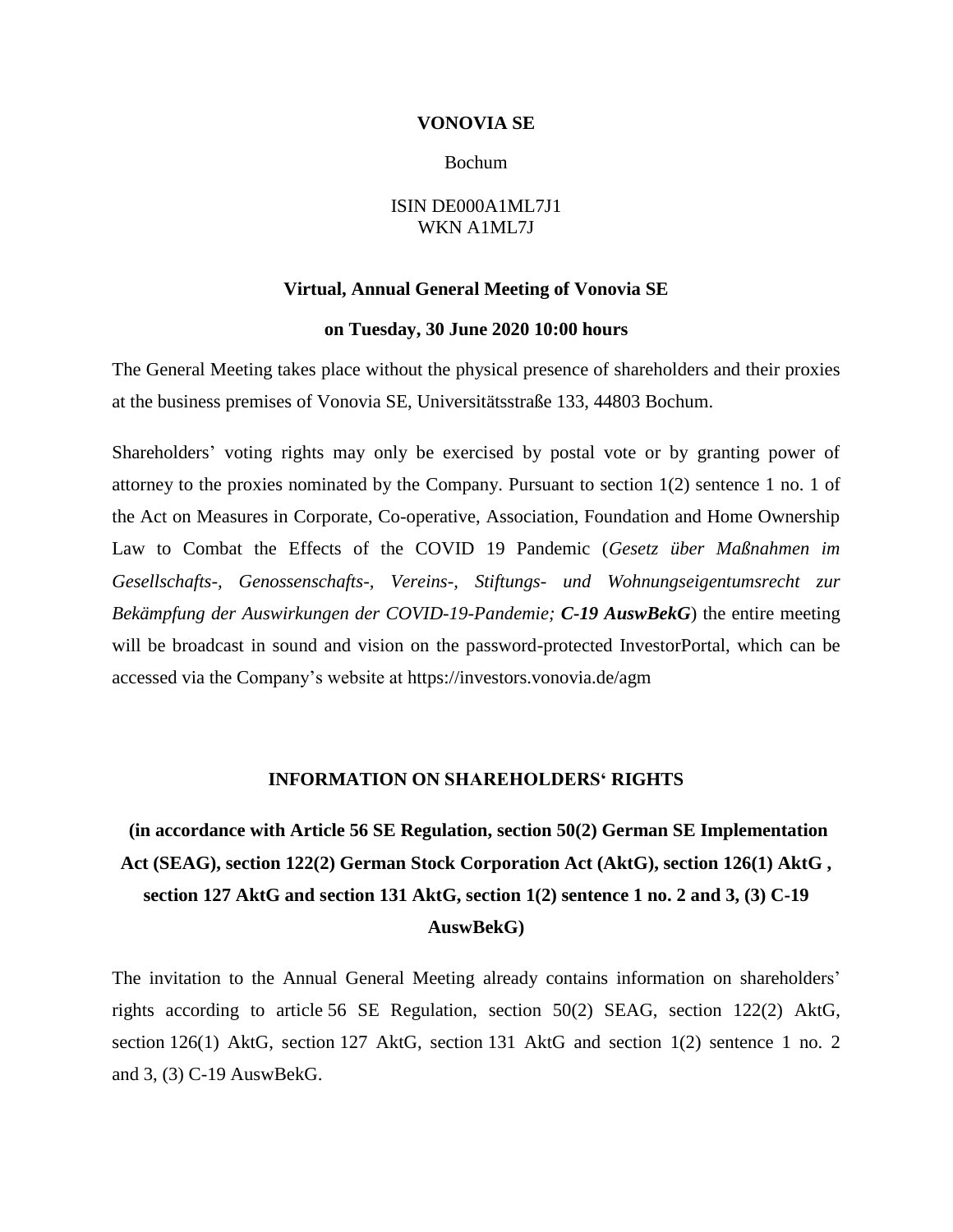**VONOVIA SE**

Bochum

ISIN DE000A1ML7J1
WKN A1ML7J

**Virtual, Annual General Meeting of Vonovia SE**

**on Tuesday, 30 June 2020 10:00 hours**

The General Meeting takes place without the physical presence of shareholders and their proxies at the business premises of Vonovia SE, Universitätsstraße 133, 44803 Bochum.

Shareholders' voting rights may only be exercised by postal vote or by granting power of attorney to the proxies nominated by the Company. Pursuant to section 1(2) sentence 1 no. 1 of the Act on Measures in Corporate, Co-operative, Association, Foundation and Home Ownership Law to Combat the Effects of the COVID 19 Pandemic (*Gesetz über Maßnahmen im Gesellschafts-, Genossenschafts-, Vereins-, Stiftungs- und Wohnungseigentumsrecht zur Bekämpfung der Auswirkungen der COVID-19-Pandemie;* ***C-19 AuswBekG***) the entire meeting will be broadcast in sound and vision on the password-protected InvestorPortal, which can be accessed via the Company's website at https://investors.vonovia.de/agm

## INFORMATION ON SHAREHOLDERS' RIGHTS

### (in accordance with Article 56 SE Regulation, section 50(2) German SE Implementation Act (SEAG), section 122(2) German Stock Corporation Act (AktG), section 126(1) AktG , section 127 AktG and section 131 AktG, section 1(2) sentence 1 no. 2 and 3, (3) C-19 AuswBekG)

The invitation to the Annual General Meeting already contains information on shareholders' rights according to article 56 SE Regulation, section 50(2) SEAG, section 122(2) AktG, section 126(1) AktG, section 127 AktG, section 131 AktG and section 1(2) sentence 1 no. 2 and 3, (3) C-19 AuswBekG.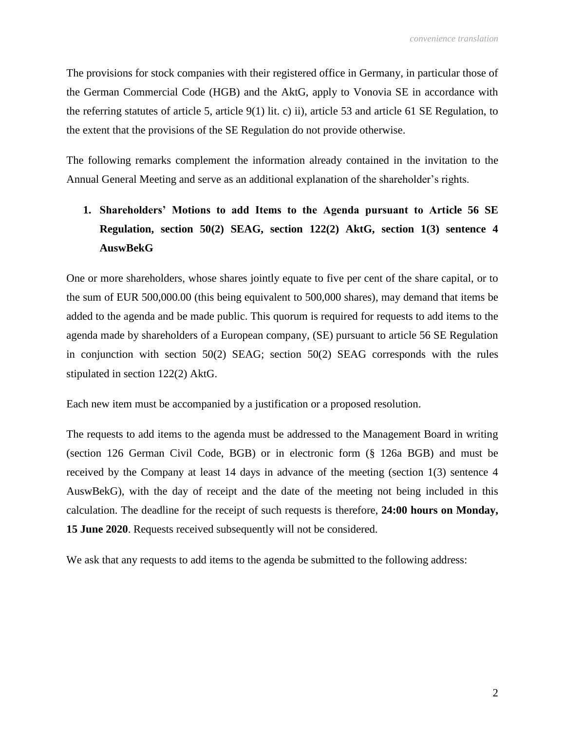The provisions for stock companies with their registered office in Germany, in particular those of the German Commercial Code (HGB) and the AktG, apply to Vonovia SE in accordance with the referring statutes of article 5, article 9(1) lit. c) ii), article 53 and article 61 SE Regulation, to the extent that the provisions of the SE Regulation do not provide otherwise.

The following remarks complement the information already contained in the invitation to the Annual General Meeting and serve as an additional explanation of the shareholder's rights.

## 1. Shareholders' Motions to add Items to the Agenda pursuant to Article 56 SE Regulation, section 50(2) SEAG, section 122(2) AktG, section 1(3) sentence 4 AuswBekG

One or more shareholders, whose shares jointly equate to five per cent of the share capital, or to the sum of EUR 500,000.00 (this being equivalent to 500,000 shares), may demand that items be added to the agenda and be made public. This quorum is required for requests to add items to the agenda made by shareholders of a European company, (SE) pursuant to article 56 SE Regulation in conjunction with section 50(2) SEAG; section 50(2) SEAG corresponds with the rules stipulated in section 122(2) AktG.

Each new item must be accompanied by a justification or a proposed resolution.

The requests to add items to the agenda must be addressed to the Management Board in writing (section 126 German Civil Code, BGB) or in electronic form (§ 126a BGB) and must be received by the Company at least 14 days in advance of the meeting (section 1(3) sentence 4 AuswBekG), with the day of receipt and the date of the meeting not being included in this calculation. The deadline for the receipt of such requests is therefore, **24:00 hours on Monday, 15 June 2020**. Requests received subsequently will not be considered.

We ask that any requests to add items to the agenda be submitted to the following address: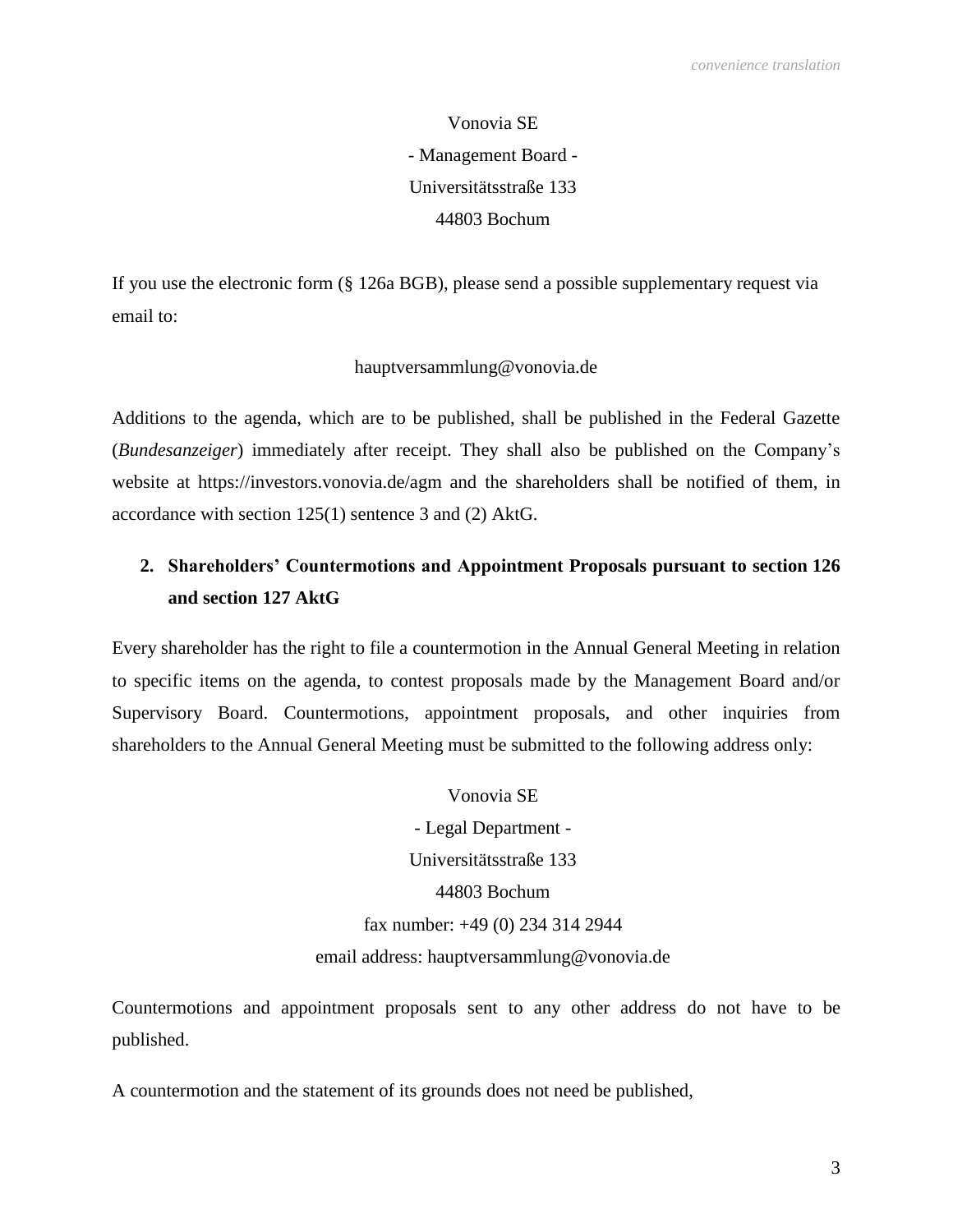Vonovia SE

- Management Board -

Universitätsstraße 133

44803 Bochum

If you use the electronic form (§ 126a BGB), please send a possible supplementary request via email to:

hauptversammlung@vonovia.de

Additions to the agenda, which are to be published, shall be published in the Federal Gazette (*Bundesanzeiger*) immediately after receipt. They shall also be published on the Company's website at https://investors.vonovia.de/agm and the shareholders shall be notified of them, in accordance with section 125(1) sentence 3 and (2) AktG.

## 2. Shareholders' Countermotions and Appointment Proposals pursuant to section 126 and section 127 AktG

Every shareholder has the right to file a countermotion in the Annual General Meeting in relation to specific items on the agenda, to contest proposals made by the Management Board and/or Supervisory Board. Countermotions, appointment proposals, and other inquiries from shareholders to the Annual General Meeting must be submitted to the following address only:

Vonovia SE

- Legal Department -

Universitätsstraße 133

44803 Bochum

fax number: +49 (0) 234 314 2944

email address: hauptversammlung@vonovia.de

Countermotions and appointment proposals sent to any other address do not have to be published.

A countermotion and the statement of its grounds does not need be published,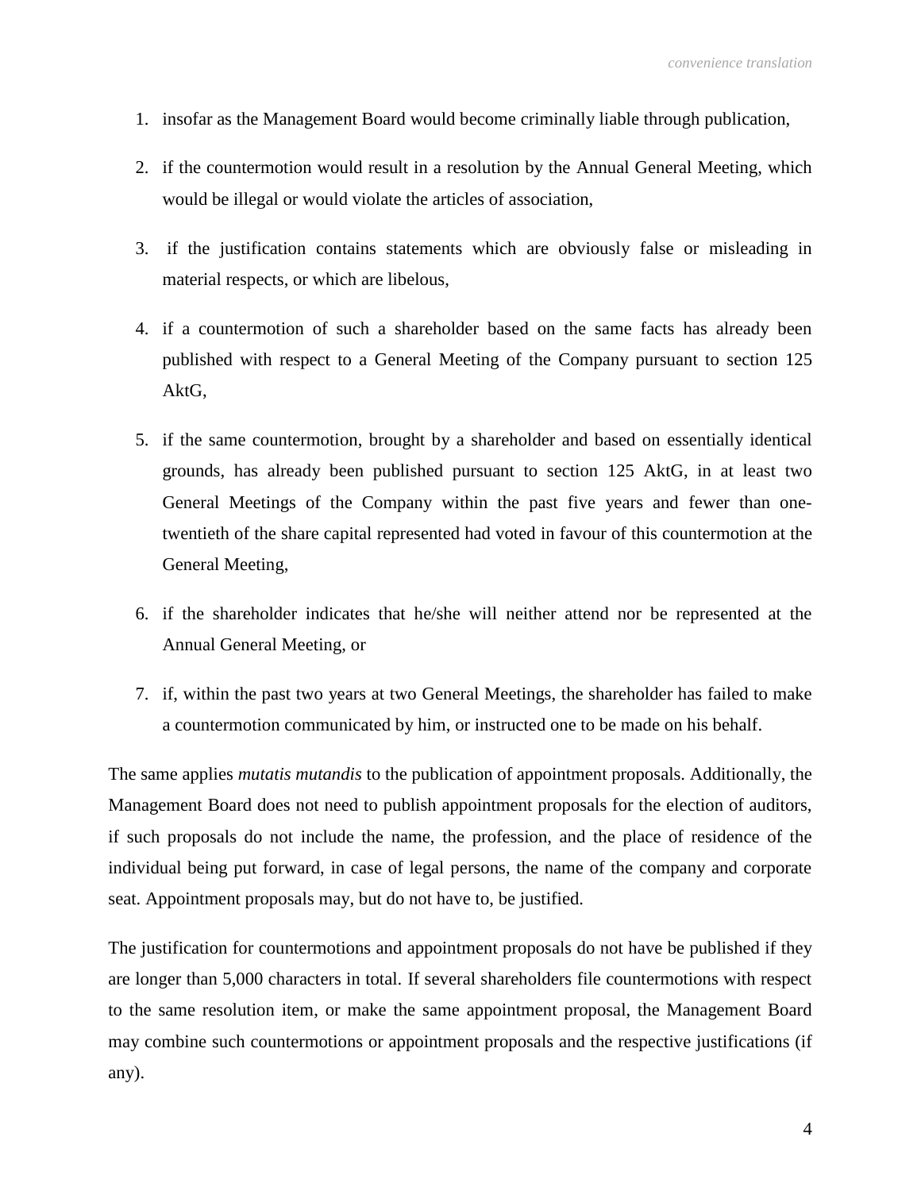1. insofar as the Management Board would become criminally liable through publication,
2. if the countermotion would result in a resolution by the Annual General Meeting, which would be illegal or would violate the articles of association,
3. if the justification contains statements which are obviously false or misleading in material respects, or which are libelous,
4. if a countermotion of such a shareholder based on the same facts has already been published with respect to a General Meeting of the Company pursuant to section 125 AktG,
5. if the same countermotion, brought by a shareholder and based on essentially identical grounds, has already been published pursuant to section 125 AktG, in at least two General Meetings of the Company within the past five years and fewer than one-twentieth of the share capital represented had voted in favour of this countermotion at the General Meeting,
6. if the shareholder indicates that he/she will neither attend nor be represented at the Annual General Meeting, or
7. if, within the past two years at two General Meetings, the shareholder has failed to make a countermotion communicated by him, or instructed one to be made on his behalf.

The same applies *mutatis mutandis* to the publication of appointment proposals. Additionally, the Management Board does not need to publish appointment proposals for the election of auditors, if such proposals do not include the name, the profession, and the place of residence of the individual being put forward, in case of legal persons, the name of the company and corporate seat. Appointment proposals may, but do not have to, be justified.

The justification for countermotions and appointment proposals do not have be published if they are longer than 5,000 characters in total. If several shareholders file countermotions with respect to the same resolution item, or make the same appointment proposal, the Management Board may combine such countermotions or appointment proposals and the respective justifications (if any).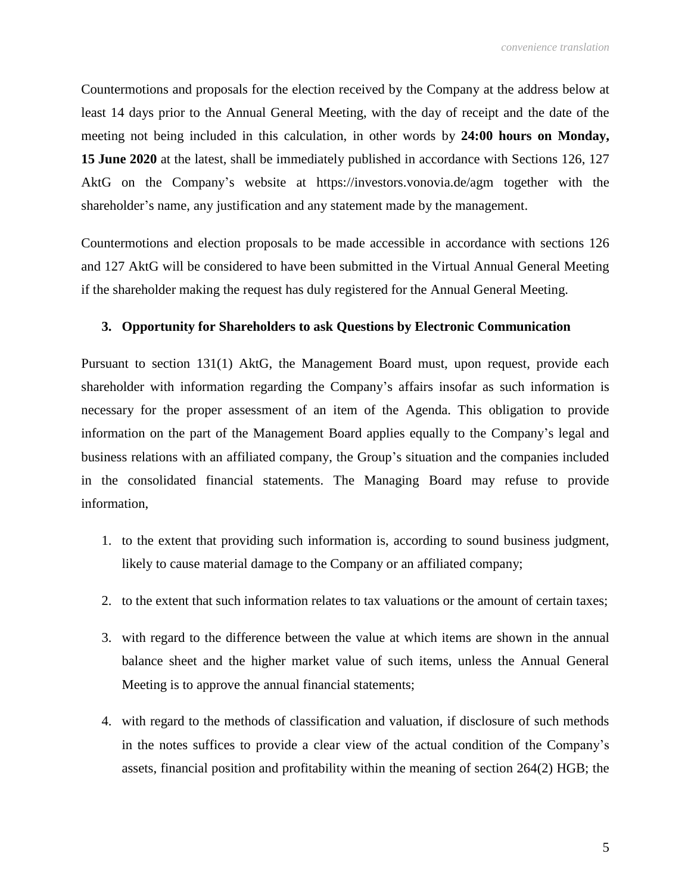Countermotions and proposals for the election received by the Company at the address below at least 14 days prior to the Annual General Meeting, with the day of receipt and the date of the meeting not being included in this calculation, in other words by **24:00 hours on Monday, 15 June 2020** at the latest, shall be immediately published in accordance with Sections 126, 127 AktG on the Company's website at https://investors.vonovia.de/agm together with the shareholder's name, any justification and any statement made by the management.

Countermotions and election proposals to be made accessible in accordance with sections 126 and 127 AktG will be considered to have been submitted in the Virtual Annual General Meeting if the shareholder making the request has duly registered for the Annual General Meeting.

### 3. Opportunity for Shareholders to ask Questions by Electronic Communication

Pursuant to section 131(1) AktG, the Management Board must, upon request, provide each shareholder with information regarding the Company's affairs insofar as such information is necessary for the proper assessment of an item of the Agenda. This obligation to provide information on the part of the Management Board applies equally to the Company's legal and business relations with an affiliated company, the Group's situation and the companies included in the consolidated financial statements. The Managing Board may refuse to provide information,

1. to the extent that providing such information is, according to sound business judgment, likely to cause material damage to the Company or an affiliated company;
2. to the extent that such information relates to tax valuations or the amount of certain taxes;
3. with regard to the difference between the value at which items are shown in the annual balance sheet and the higher market value of such items, unless the Annual General Meeting is to approve the annual financial statements;
4. with regard to the methods of classification and valuation, if disclosure of such methods in the notes suffices to provide a clear view of the actual condition of the Company's assets, financial position and profitability within the meaning of section 264(2) HGB; the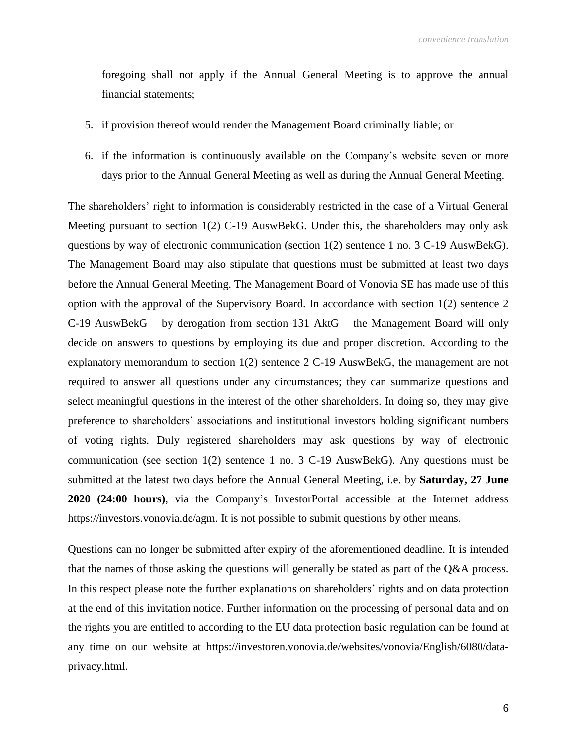foregoing shall not apply if the Annual General Meeting is to approve the annual financial statements;

5. if provision thereof would render the Management Board criminally liable; or

6. if the information is continuously available on the Company's website seven or more days prior to the Annual General Meeting as well as during the Annual General Meeting.

The shareholders' right to information is considerably restricted in the case of a Virtual General Meeting pursuant to section 1(2) C-19 AuswBekG. Under this, the shareholders may only ask questions by way of electronic communication (section 1(2) sentence 1 no. 3 C-19 AuswBekG). The Management Board may also stipulate that questions must be submitted at least two days before the Annual General Meeting. The Management Board of Vonovia SE has made use of this option with the approval of the Supervisory Board. In accordance with section 1(2) sentence 2 C-19 AuswBekG – by derogation from section 131 AktG – the Management Board will only decide on answers to questions by employing its due and proper discretion. According to the explanatory memorandum to section 1(2) sentence 2 C-19 AuswBekG, the management are not required to answer all questions under any circumstances; they can summarize questions and select meaningful questions in the interest of the other shareholders. In doing so, they may give preference to shareholders' associations and institutional investors holding significant numbers of voting rights. Duly registered shareholders may ask questions by way of electronic communication (see section 1(2) sentence 1 no. 3 C-19 AuswBekG). Any questions must be submitted at the latest two days before the Annual General Meeting, i.e. by **Saturday, 27 June 2020 (24:00 hours)**, via the Company's InvestorPortal accessible at the Internet address https://investors.vonovia.de/agm. It is not possible to submit questions by other means.

Questions can no longer be submitted after expiry of the aforementioned deadline. It is intended that the names of those asking the questions will generally be stated as part of the Q&A process. In this respect please note the further explanations on shareholders' rights and on data protection at the end of this invitation notice. Further information on the processing of personal data and on the rights you are entitled to according to the EU data protection basic regulation can be found at any time on our website at https://investoren.vonovia.de/websites/vonovia/English/6080/data-privacy.html.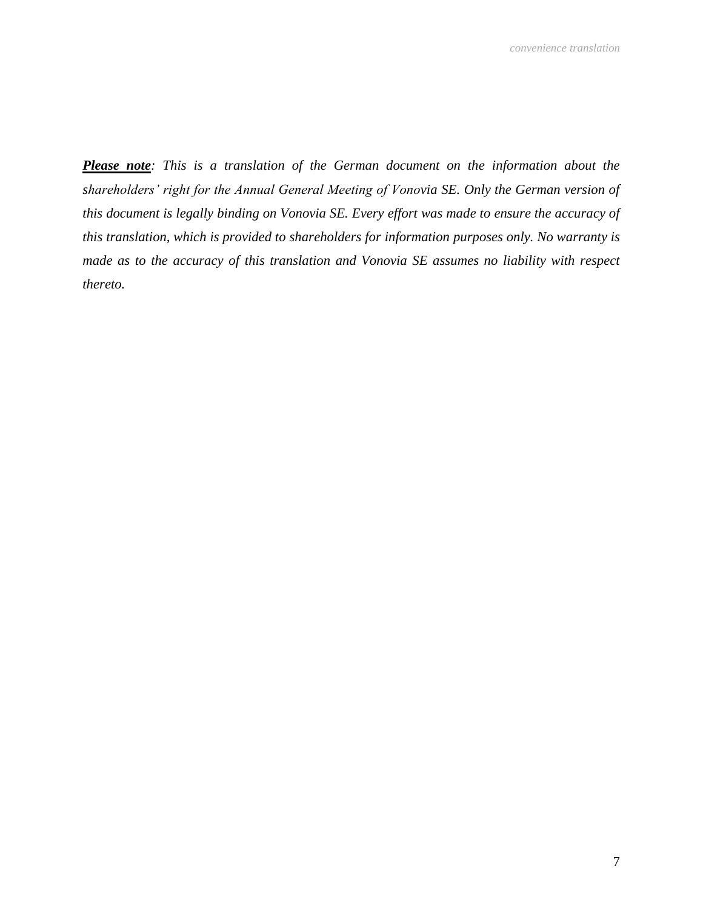***Please note**: This is a translation of the German document on the information about the shareholders' right for the Annual General Meeting of Vonovia SE. Only the German version of this document is legally binding on Vonovia SE. Every effort was made to ensure the accuracy of this translation, which is provided to shareholders for information purposes only. No warranty is made as to the accuracy of this translation and Vonovia SE assumes no liability with respect thereto.*